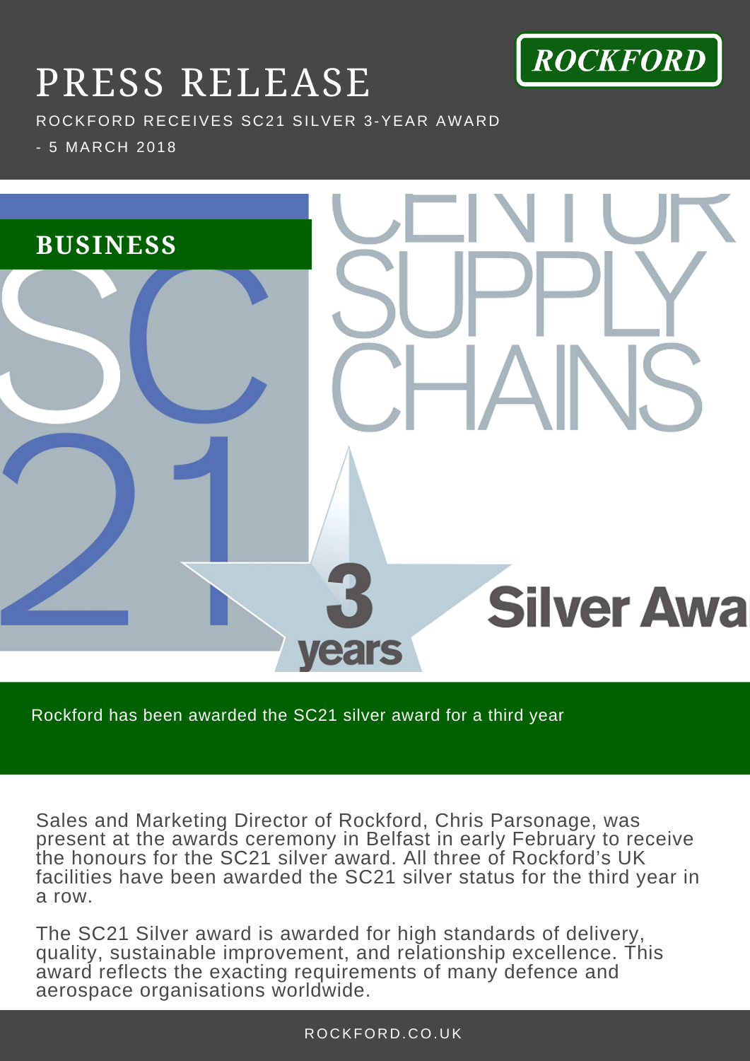# PRESS RELEASE

ROCKFORD

ROCKFORD RECEIVES SC21 SILVER 3-YEAR AWARD

- 5 MARCH 2018

**BUSINESS**

Rockford has been awarded the SC21 silver award for a third year

Sales and Marketing Director of Rockford, Chris Parsonage, was present at the awards ceremony in Belfast in early February to receive the honours for the SC21 silver award. All three of Rockford's UK facilities have been awarded the SC21 silver status for the third year in a row.

The SC21 Silver award is awarded for high standards of delivery, quality, sustainable improvement, and relationship excellence. This award reflects the exacting requirements of many defence and aerospace organisations worldwide.

ROCKFORD.CO.UK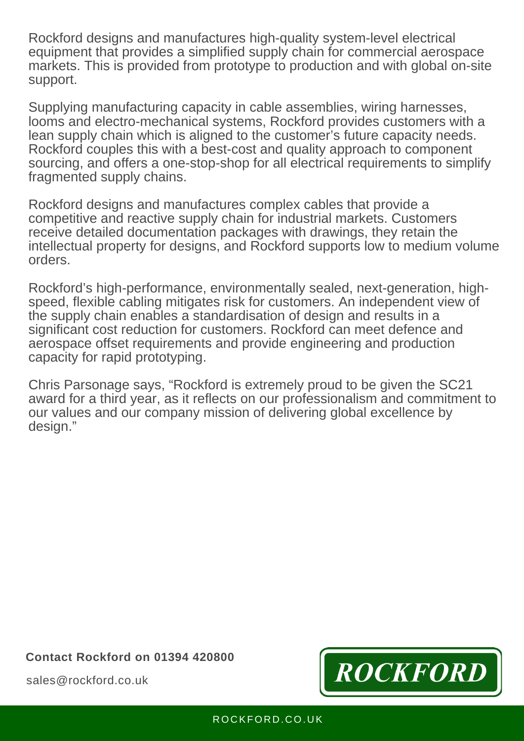Rockford designs and manufactures high-quality system-level electrical equipment that provides a simplified supply chain for commercial aerospace markets. This is provided from prototype to production and with global on-site support.

Supplying manufacturing capacity in cable assemblies, wiring harnesses, looms and electro-mechanical systems, Rockford provides customers with a lean supply chain which is aligned to the customer's future capacity needs. Rockford couples this with a best-cost and quality approach to component sourcing, and offers a one-stop-shop for all electrical requirements to simplify fragmented supply chains.

Rockford designs and manufactures complex cables that provide a competitive and reactive supply chain for industrial markets. Customers receive detailed documentation packages with drawings, they retain the intellectual property for designs, and Rockford supports low to medium volume orders.

Rockford's high-performance, environmentally sealed, next-generation, high-speed, flexible cabling mitigates risk for customers. An independent view of the supply chain enables a standardisation of design and results in a significant cost reduction for customers. Rockford can meet defence and aerospace offset requirements and provide engineering and production capacity for rapid prototyping.

Chris Parsonage says, "Rockford is extremely proud to be given the SC21 award for a third year, as it reflects on our professionalism and commitment to our values and our company mission of delivering global excellence by design."

**Contact Rockford on 01394 420800**

sales@rockford.co.uk

ROCKFORD

ROCKFORD.CO.UK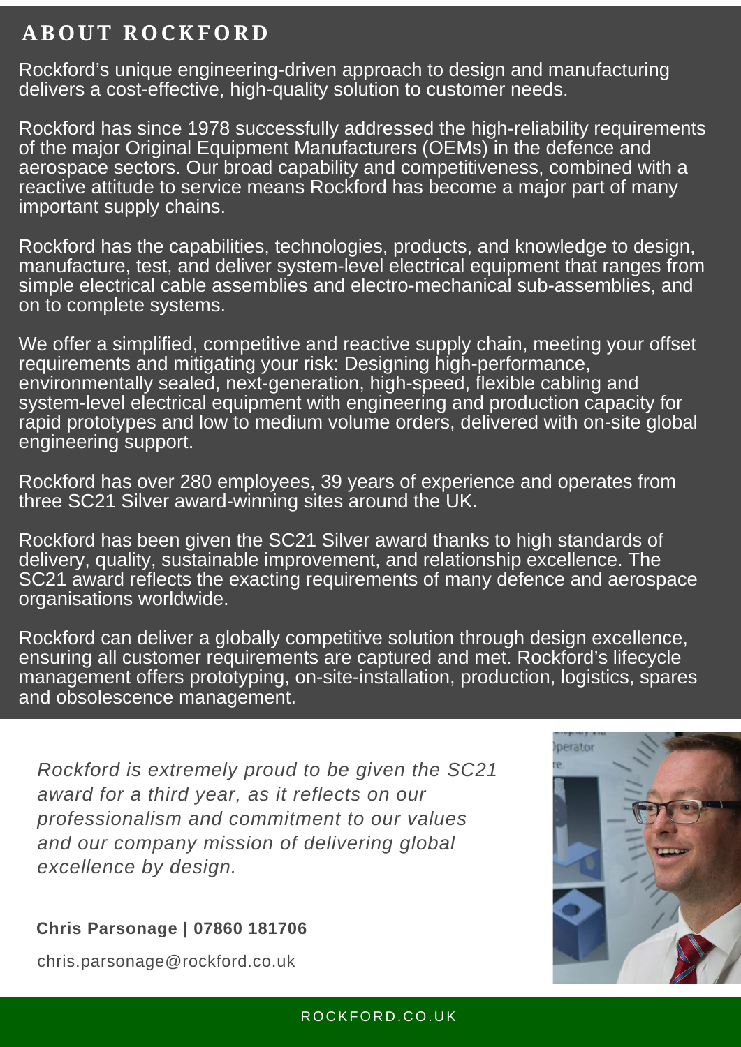## ABOUT ROCKFORD

Rockford's unique engineering-driven approach to design and manufacturing delivers a cost-effective, high-quality solution to customer needs.

Rockford has since 1978 successfully addressed the high-reliability requirements of the major Original Equipment Manufacturers (OEMs) in the defence and aerospace sectors. Our broad capability and competitiveness, combined with a reactive attitude to service means Rockford has become a major part of many important supply chains.

Rockford has the capabilities, technologies, products, and knowledge to design, manufacture, test, and deliver system-level electrical equipment that ranges from simple electrical cable assemblies and electro-mechanical sub-assemblies, and on to complete systems.

We offer a simplified, competitive and reactive supply chain, meeting your offset requirements and mitigating your risk: Designing high-performance, environmentally sealed, next-generation, high-speed, flexible cabling and system-level electrical equipment with engineering and production capacity for rapid prototypes and low to medium volume orders, delivered with on-site global engineering support.

Rockford has over 280 employees, 39 years of experience and operates from three SC21 Silver award-winning sites around the UK.

Rockford has been given the SC21 Silver award thanks to high standards of delivery, quality, sustainable improvement, and relationship excellence. The SC21 award reflects the exacting requirements of many defence and aerospace organisations worldwide.

Rockford can deliver a globally competitive solution through design excellence, ensuring all customer requirements are captured and met. Rockford's lifecycle management offers prototyping, on-site-installation, production, logistics, spares and obsolescence management.

*Rockford is extremely proud to be given the SC21 award for a third year, as it reflects on our professionalism and commitment to our values and our company mission of delivering global excellence by design.*

**Chris Parsonage | 07860 181706**

chris.parsonage@rockford.co.uk

ROCKFORD.CO.UK